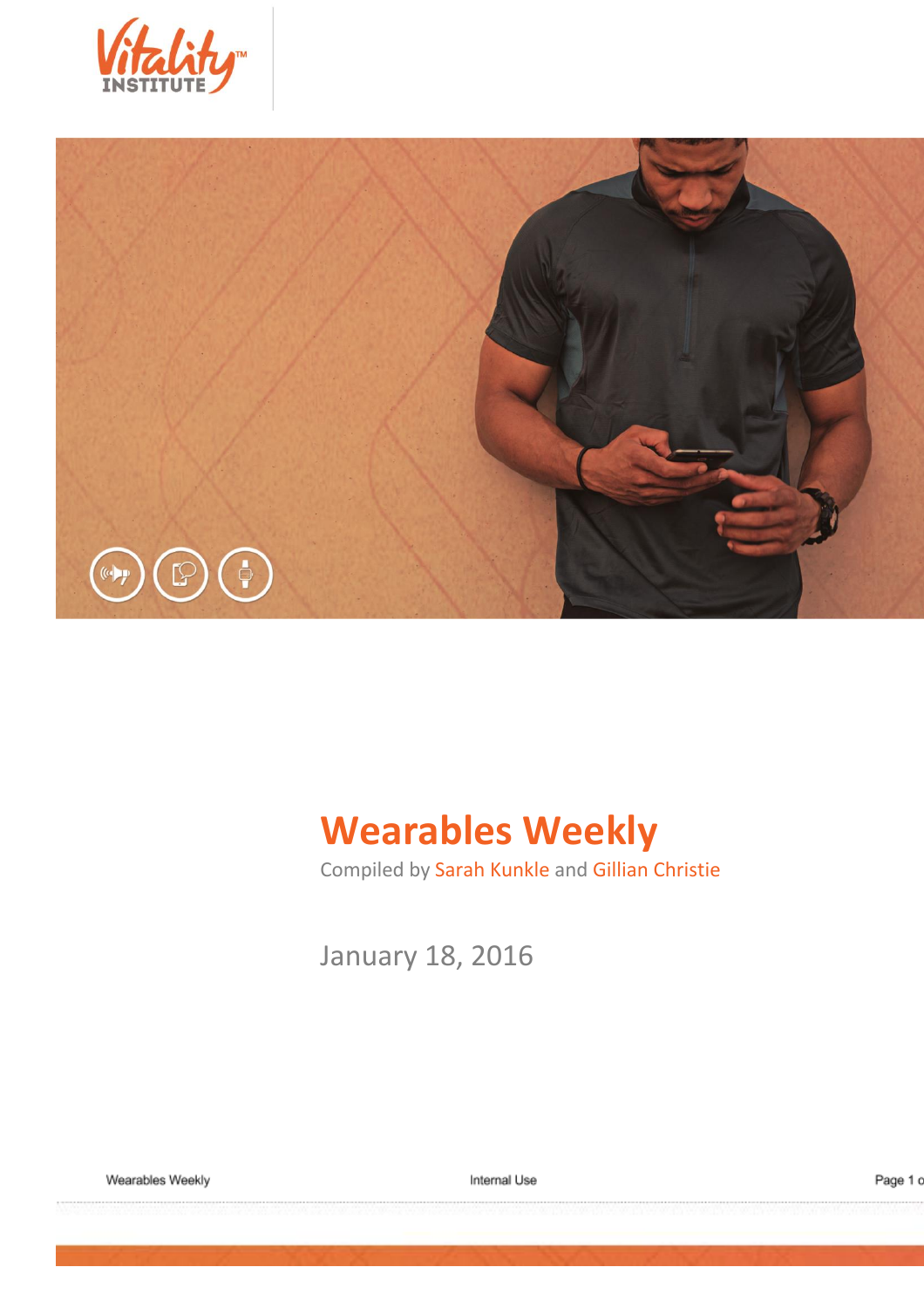Vitality INSTITUTE

# Wearables Weekly

Compiled by Sarah Kunkle and Gillian Christie

January 18, 2016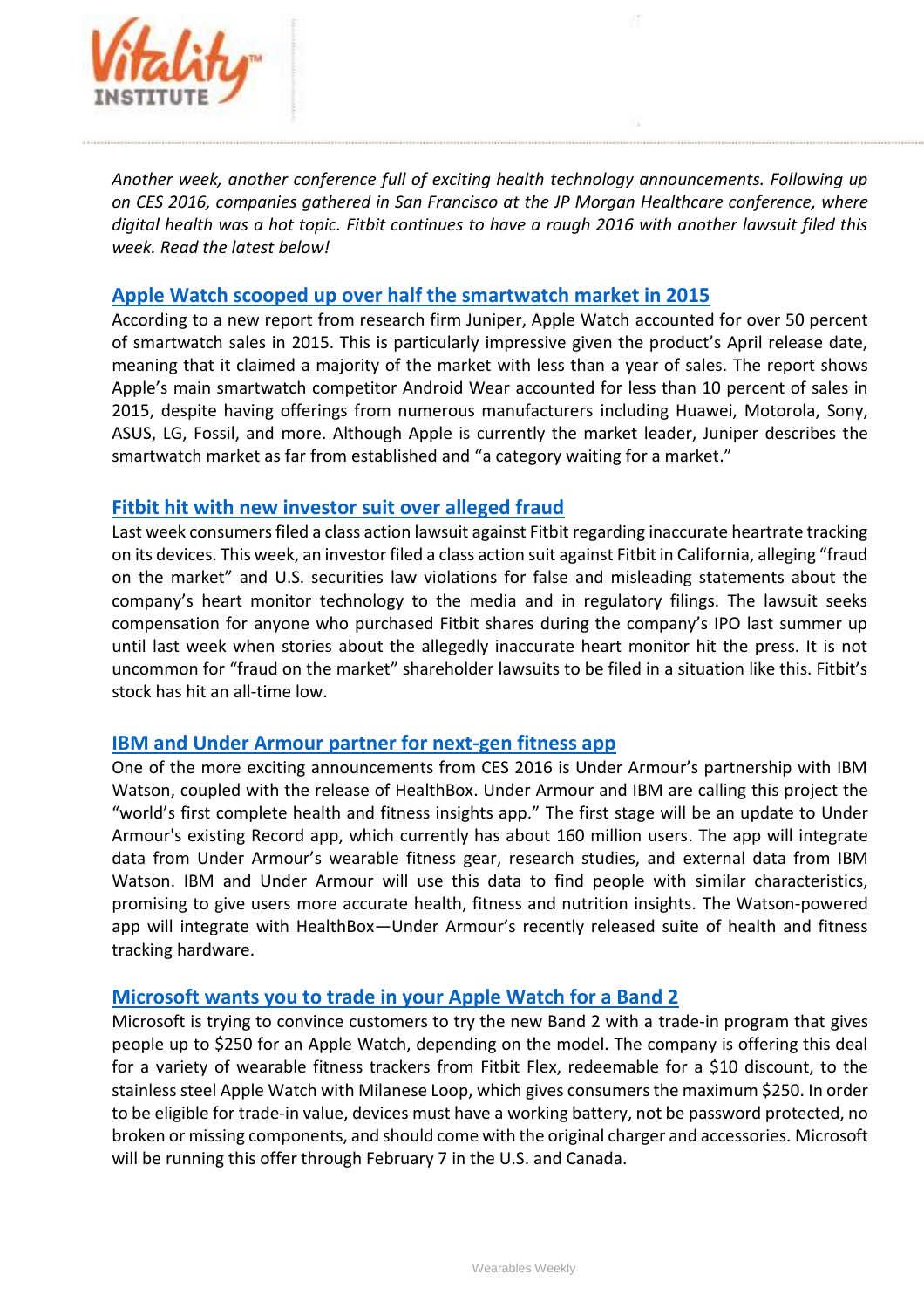*Another week, another conference full of exciting health technology announcements. Following up on CES 2016, companies gathered in San Francisco at the JP Morgan Healthcare conference, where digital health was a hot topic. Fitbit continues to have a rough 2016 with another lawsuit filed this week. Read the latest below!*

## Apple Watch scooped up over half the smartwatch market in 2015

According to a new report from research firm Juniper, Apple Watch accounted for over 50 percent of smartwatch sales in 2015. This is particularly impressive given the product's April release date, meaning that it claimed a majority of the market with less than a year of sales. The report shows Apple's main smartwatch competitor Android Wear accounted for less than 10 percent of sales in 2015, despite having offerings from numerous manufacturers including Huawei, Motorola, Sony, ASUS, LG, Fossil, and more. Although Apple is currently the market leader, Juniper describes the smartwatch market as far from established and "a category waiting for a market."

## Fitbit hit with new investor suit over alleged fraud

Last week consumers filed a class action lawsuit against Fitbit regarding inaccurate heartrate tracking on its devices. This week, an investor filed a class action suit against Fitbit in California, alleging "fraud on the market" and U.S. securities law violations for false and misleading statements about the company's heart monitor technology to the media and in regulatory filings. The lawsuit seeks compensation for anyone who purchased Fitbit shares during the company's IPO last summer up until last week when stories about the allegedly inaccurate heart monitor hit the press. It is not uncommon for "fraud on the market" shareholder lawsuits to be filed in a situation like this. Fitbit's stock has hit an all-time low.

## IBM and Under Armour partner for next-gen fitness app

One of the more exciting announcements from CES 2016 is Under Armour's partnership with IBM Watson, coupled with the release of HealthBox. Under Armour and IBM are calling this project the "world's first complete health and fitness insights app." The first stage will be an update to Under Armour's existing Record app, which currently has about 160 million users. The app will integrate data from Under Armour's wearable fitness gear, research studies, and external data from IBM Watson. IBM and Under Armour will use this data to find people with similar characteristics, promising to give users more accurate health, fitness and nutrition insights. The Watson-powered app will integrate with HealthBox—Under Armour's recently released suite of health and fitness tracking hardware.

## Microsoft wants you to trade in your Apple Watch for a Band 2

Microsoft is trying to convince customers to try the new Band 2 with a trade-in program that gives people up to $250 for an Apple Watch, depending on the model. The company is offering this deal for a variety of wearable fitness trackers from Fitbit Flex, redeemable for a $10 discount, to the stainless steel Apple Watch with Milanese Loop, which gives consumers the maximum $250. In order to be eligible for trade-in value, devices must have a working battery, not be password protected, no broken or missing components, and should come with the original charger and accessories. Microsoft will be running this offer through February 7 in the U.S. and Canada.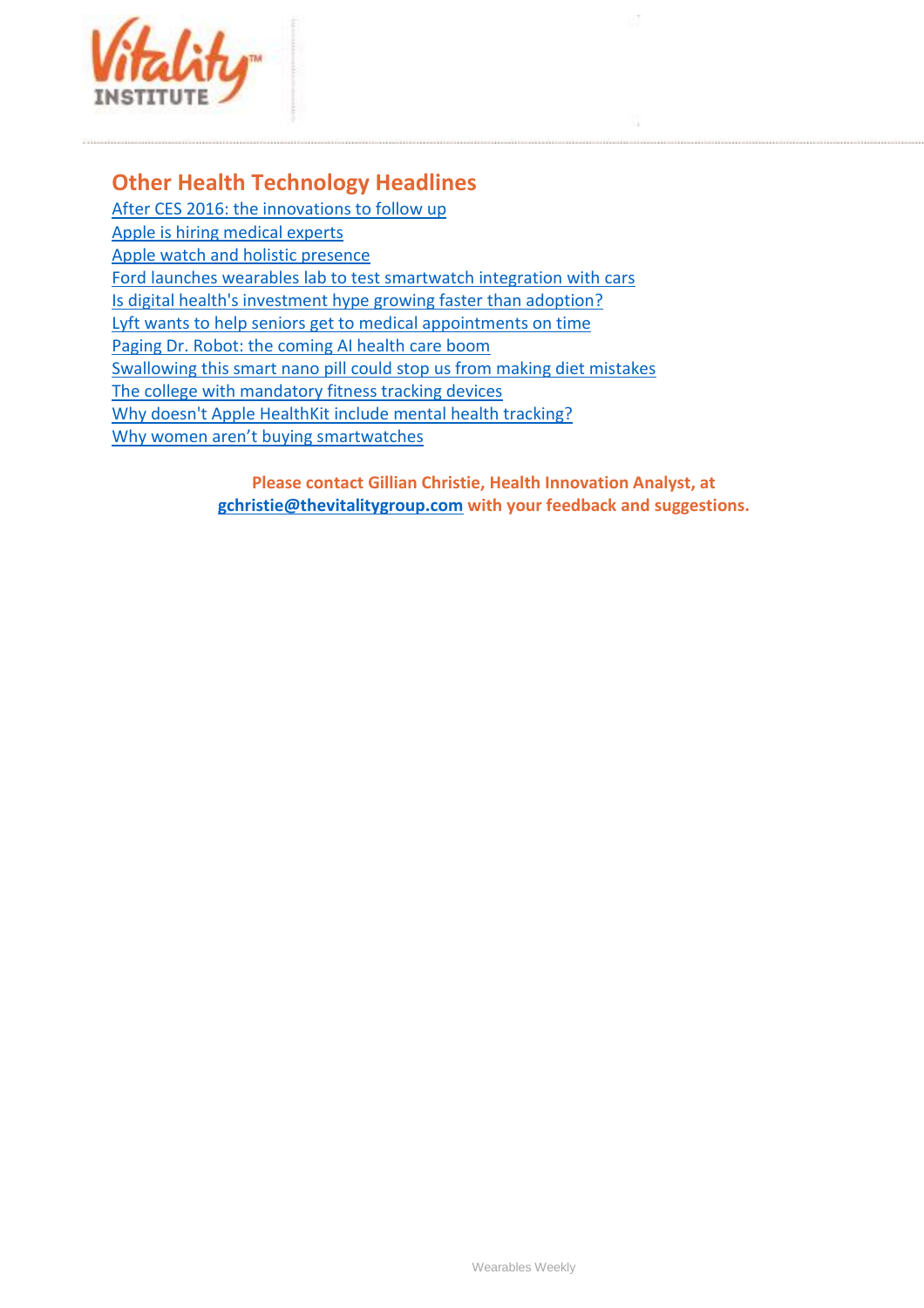## Other Health Technology Headlines

- After CES 2016: the innovations to follow up
- Apple is hiring medical experts
- Apple watch and holistic presence
- Ford launches wearables lab to test smartwatch integration with cars
- Is digital health's investment hype growing faster than adoption?
- Lyft wants to help seniors get to medical appointments on time
- Paging Dr. Robot: the coming AI health care boom
- Swallowing this smart nano pill could stop us from making diet mistakes
- The college with mandatory fitness tracking devices
- Why doesn't Apple HealthKit include mental health tracking?
- Why women aren't buying smartwatches

**Please contact Gillian Christie, Health Innovation Analyst, at gchristie@thevitalitygroup.com with your feedback and suggestions.**